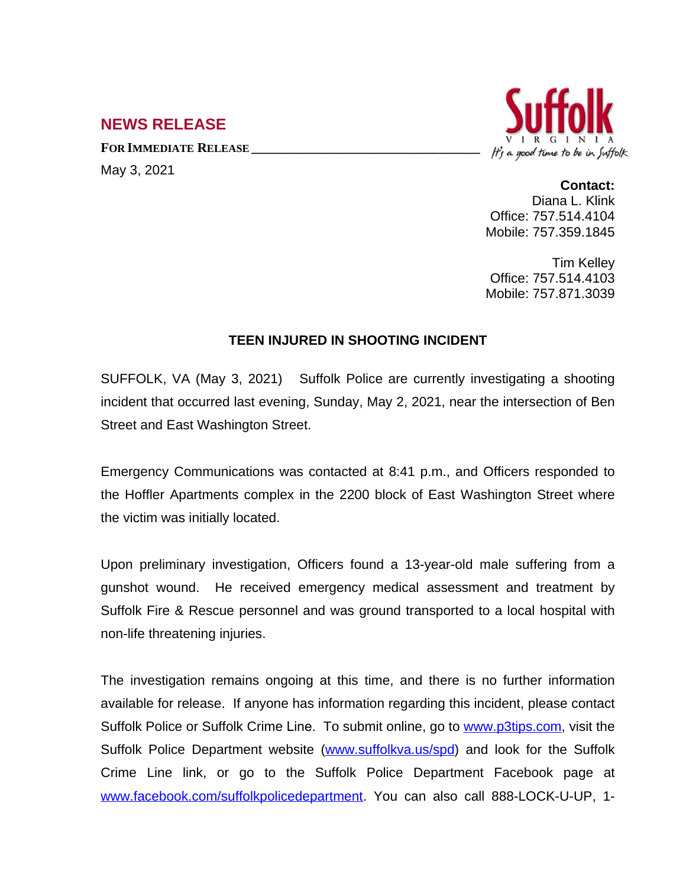## NEWS RELEASE

**FOR IMMEDIATE RELEASE**

May 3, 2021

Suffolk
VIRGINIA
It's a good time to be in Suffolk

**Contact:**
Diana L. Klink
Office: 757.514.4104
Mobile: 757.359.1845

Tim Kelley
Office: 757.514.4103
Mobile: 757.871.3039

### TEEN INJURED IN SHOOTING INCIDENT

SUFFOLK, VA (May 3, 2021) Suffolk Police are currently investigating a shooting incident that occurred last evening, Sunday, May 2, 2021, near the intersection of Ben Street and East Washington Street.

Emergency Communications was contacted at 8:41 p.m., and Officers responded to the Hoffler Apartments complex in the 2200 block of East Washington Street where the victim was initially located.

Upon preliminary investigation, Officers found a 13-year-old male suffering from a gunshot wound. He received emergency medical assessment and treatment by Suffolk Fire & Rescue personnel and was ground transported to a local hospital with non-life threatening injuries.

The investigation remains ongoing at this time, and there is no further information available for release. If anyone has information regarding this incident, please contact Suffolk Police or Suffolk Crime Line. To submit online, go to www.p3tips.com, visit the Suffolk Police Department website (www.suffolkva.us/spd) and look for the Suffolk Crime Line link, or go to the Suffolk Police Department Facebook page at www.facebook.com/suffolkpolicedepartment. You can also call 888-LOCK-U-UP, 1-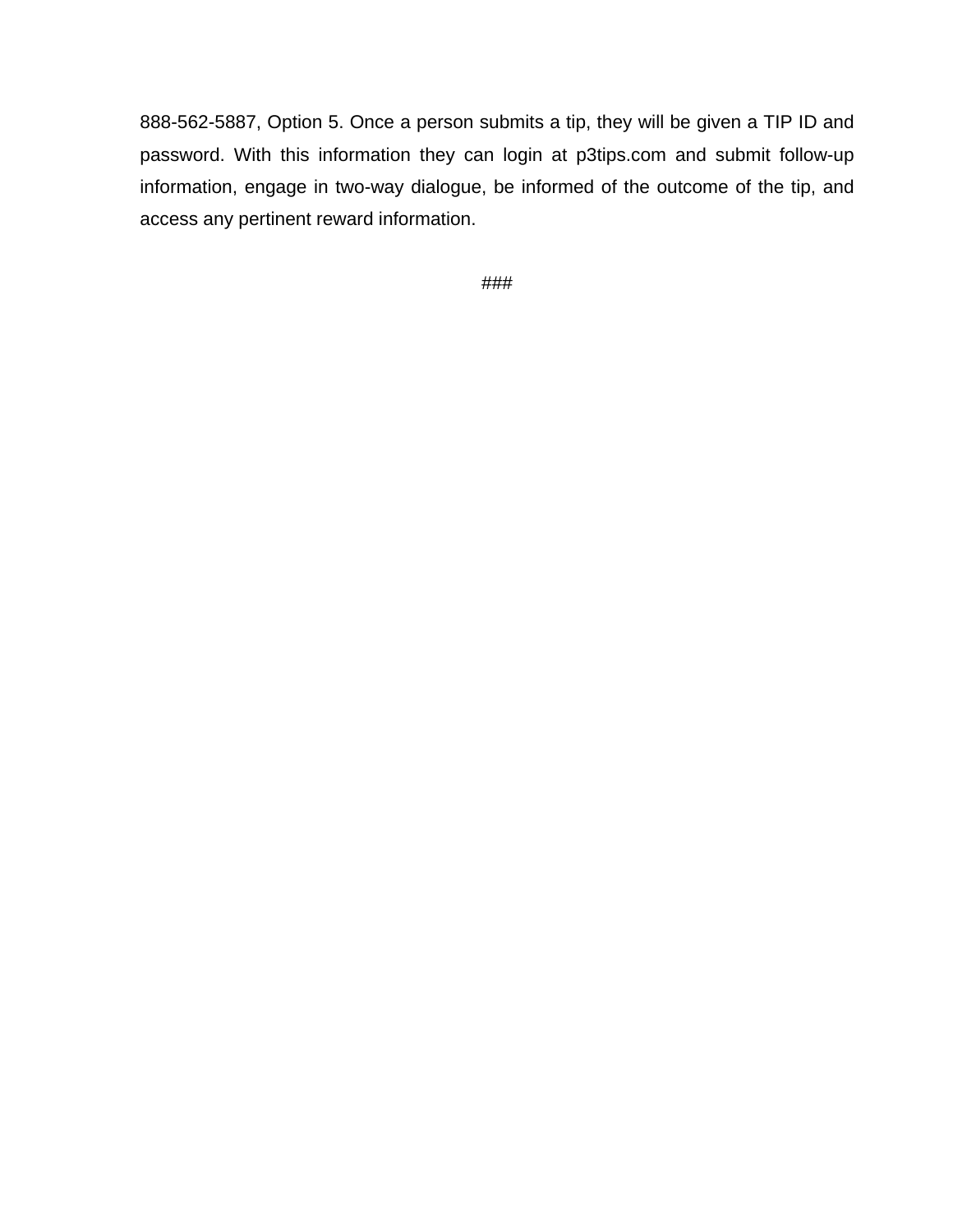888-562-5887, Option 5. Once a person submits a tip, they will be given a TIP ID and password. With this information they can login at p3tips.com and submit follow-up information, engage in two-way dialogue, be informed of the outcome of the tip, and access any pertinent reward information.

###